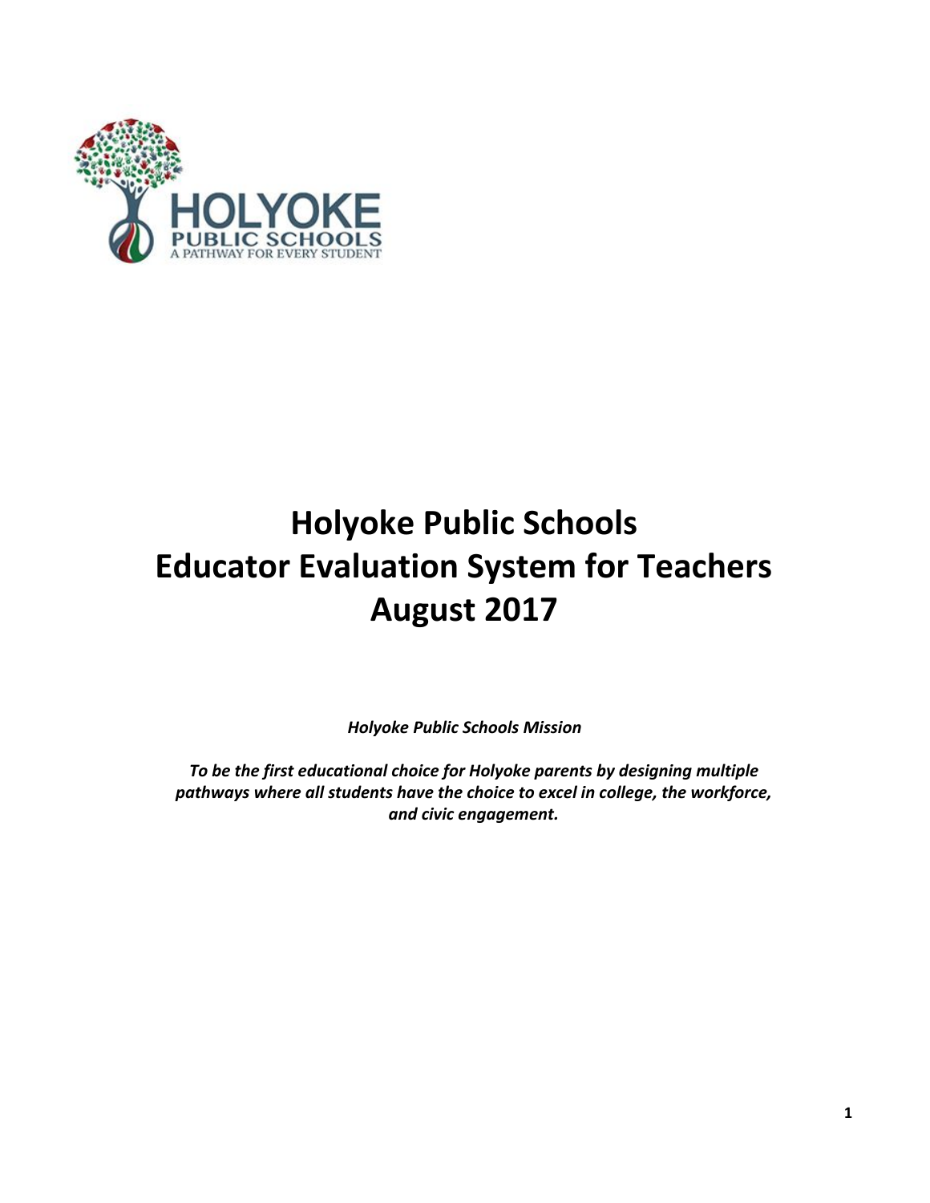# Holyoke Public Schools
# Educator Evaluation System for Teachers
# August 2017

***Holyoke Public Schools Mission***

***To be the first educational choice for Holyoke parents by designing multiple pathways where all students have the choice to excel in college, the workforce, and civic engagement.***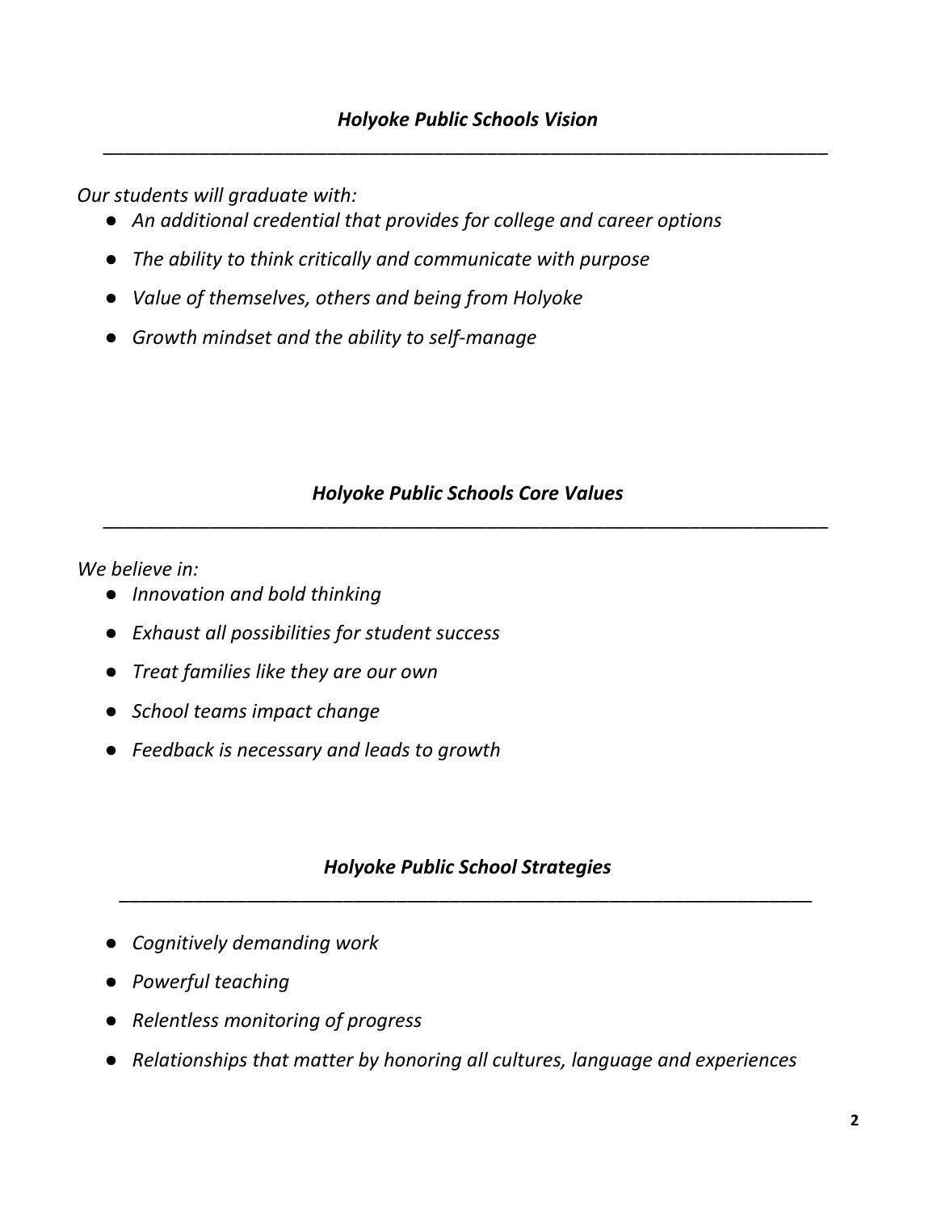## *Holyoke Public Schools Vision*

*Our students will graduate with:*

- *An additional credential that provides for college and career options*
- *The ability to think critically and communicate with purpose*
- *Value of themselves, others and being from Holyoke*
- *Growth mindset and the ability to self-manage*

## *Holyoke Public Schools Core Values*

*We believe in:*

- *Innovation and bold thinking*
- *Exhaust all possibilities for student success*
- *Treat families like they are our own*
- *School teams impact change*
- *Feedback is necessary and leads to growth*

## *Holyoke Public School Strategies*

- *Cognitively demanding work*
- *Powerful teaching*
- *Relentless monitoring of progress*
- *Relationships that matter by honoring all cultures, language and experiences*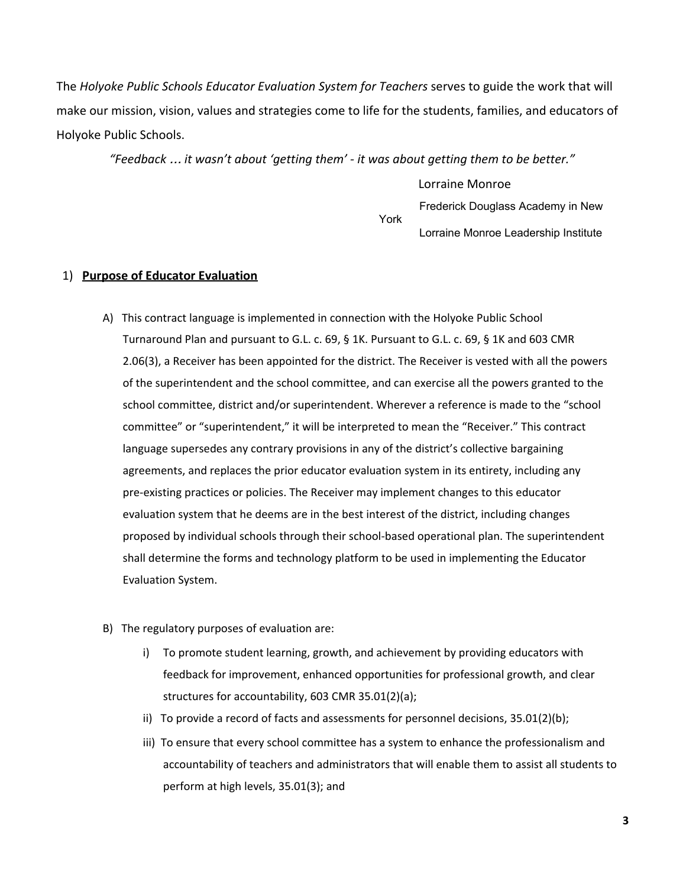The *Holyoke Public Schools Educator Evaluation System for Teachers* serves to guide the work that will make our mission, vision, values and strategies come to life for the students, families, and educators of Holyoke Public Schools.

*"Feedback … it wasn't about 'getting them' - it was about getting them to be better."*

Lorraine Monroe
Frederick Douglass Academy in New York
Lorraine Monroe Leadership Institute

1) **Purpose of Educator Evaluation**

A) This contract language is implemented in connection with the Holyoke Public School Turnaround Plan and pursuant to G.L. c. 69, § 1K. Pursuant to G.L. c. 69, § 1K and 603 CMR 2.06(3), a Receiver has been appointed for the district. The Receiver is vested with all the powers of the superintendent and the school committee, and can exercise all the powers granted to the school committee, district and/or superintendent. Wherever a reference is made to the "school committee" or "superintendent," it will be interpreted to mean the "Receiver." This contract language supersedes any contrary provisions in any of the district's collective bargaining agreements, and replaces the prior educator evaluation system in its entirety, including any pre-existing practices or policies. The Receiver may implement changes to this educator evaluation system that he deems are in the best interest of the district, including changes proposed by individual schools through their school-based operational plan. The superintendent shall determine the forms and technology platform to be used in implementing the Educator Evaluation System.

B) The regulatory purposes of evaluation are:

   i) To promote student learning, growth, and achievement by providing educators with feedback for improvement, enhanced opportunities for professional growth, and clear structures for accountability, 603 CMR 35.01(2)(a);

   ii) To provide a record of facts and assessments for personnel decisions, 35.01(2)(b);

   iii) To ensure that every school committee has a system to enhance the professionalism and accountability of teachers and administrators that will enable them to assist all students to perform at high levels, 35.01(3); and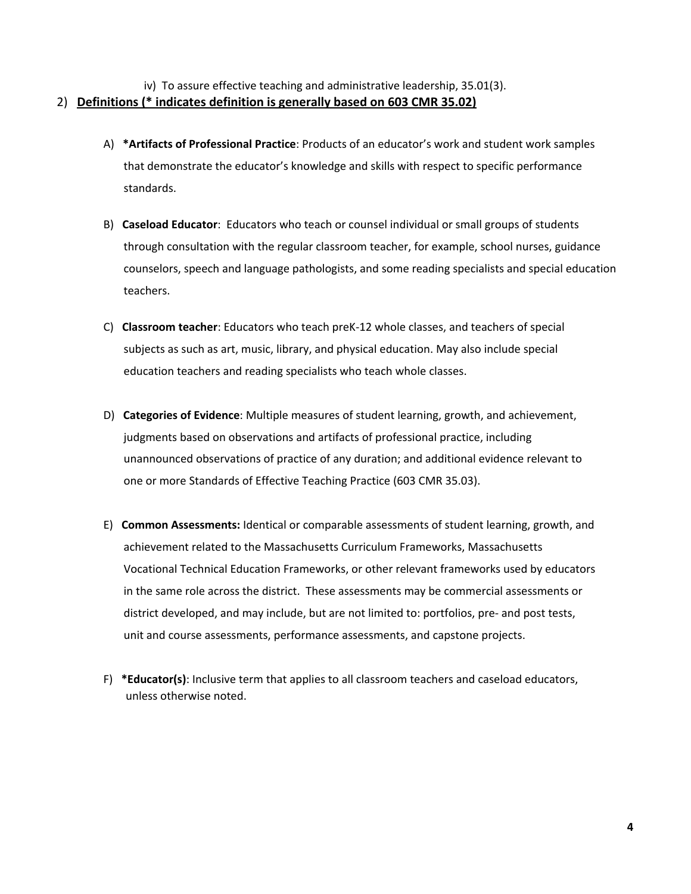iv) To assure effective teaching and administrative leadership, 35.01(3).

2) **Definitions (* indicates definition is generally based on 603 CMR 35.02)**

A) ***Artifacts of Professional Practice**: Products of an educator's work and student work samples that demonstrate the educator's knowledge and skills with respect to specific performance standards.

B) **Caseload Educator**: Educators who teach or counsel individual or small groups of students through consultation with the regular classroom teacher, for example, school nurses, guidance counselors, speech and language pathologists, and some reading specialists and special education teachers.

C) **Classroom teacher**: Educators who teach preK-12 whole classes, and teachers of special subjects as such as art, music, library, and physical education. May also include special education teachers and reading specialists who teach whole classes.

D) **Categories of Evidence**: Multiple measures of student learning, growth, and achievement, judgments based on observations and artifacts of professional practice, including unannounced observations of practice of any duration; and additional evidence relevant to one or more Standards of Effective Teaching Practice (603 CMR 35.03).

E) **Common Assessments:** Identical or comparable assessments of student learning, growth, and achievement related to the Massachusetts Curriculum Frameworks, Massachusetts Vocational Technical Education Frameworks, or other relevant frameworks used by educators in the same role across the district. These assessments may be commercial assessments or district developed, and may include, but are not limited to: portfolios, pre- and post tests, unit and course assessments, performance assessments, and capstone projects.

F) ***Educator(s)**: Inclusive term that applies to all classroom teachers and caseload educators, unless otherwise noted.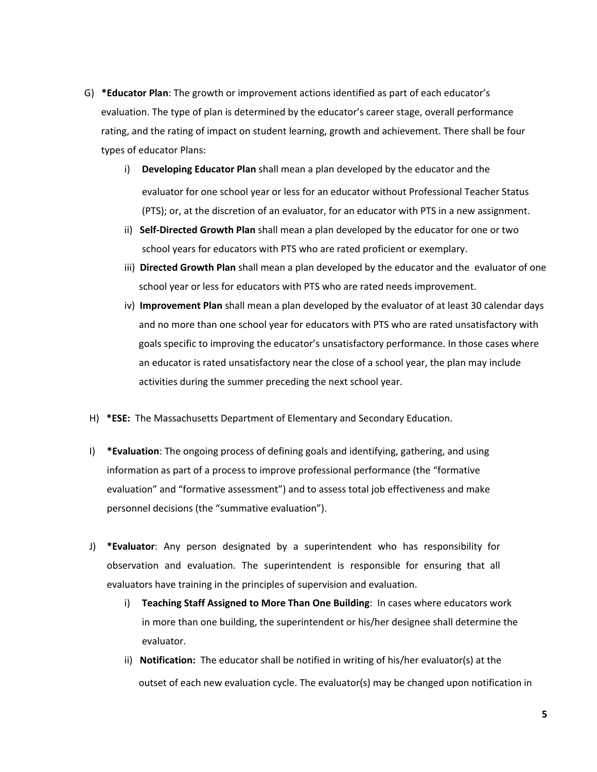G) **\*Educator Plan**: The growth or improvement actions identified as part of each educator's evaluation. The type of plan is determined by the educator's career stage, overall performance rating, and the rating of impact on student learning, growth and achievement. There shall be four types of educator Plans:

   i) **Developing Educator Plan** shall mean a plan developed by the educator and the evaluator for one school year or less for an educator without Professional Teacher Status (PTS); or, at the discretion of an evaluator, for an educator with PTS in a new assignment.

   ii) **Self-Directed Growth Plan** shall mean a plan developed by the educator for one or two school years for educators with PTS who are rated proficient or exemplary.

   iii) **Directed Growth Plan** shall mean a plan developed by the educator and the evaluator of one school year or less for educators with PTS who are rated needs improvement.

   iv) **Improvement Plan** shall mean a plan developed by the evaluator of at least 30 calendar days and no more than one school year for educators with PTS who are rated unsatisfactory with goals specific to improving the educator's unsatisfactory performance. In those cases where an educator is rated unsatisfactory near the close of a school year, the plan may include activities during the summer preceding the next school year.

H) **\*ESE:** The Massachusetts Department of Elementary and Secondary Education.

I) **\*Evaluation**: The ongoing process of defining goals and identifying, gathering, and using information as part of a process to improve professional performance (the "formative evaluation" and "formative assessment") and to assess total job effectiveness and make personnel decisions (the "summative evaluation").

J) **\*Evaluator**: Any person designated by a superintendent who has responsibility for observation and evaluation. The superintendent is responsible for ensuring that all evaluators have training in the principles of supervision and evaluation.

   i) **Teaching Staff Assigned to More Than One Building**: In cases where educators work in more than one building, the superintendent or his/her designee shall determine the evaluator.

   ii) **Notification:** The educator shall be notified in writing of his/her evaluator(s) at the outset of each new evaluation cycle. The evaluator(s) may be changed upon notification in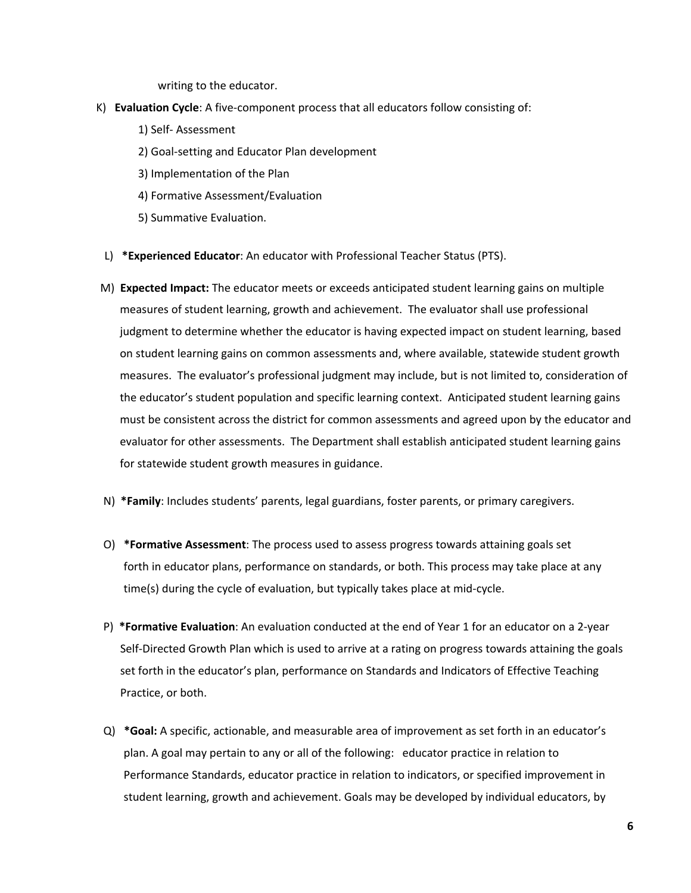writing to the educator.

K) **Evaluation Cycle**: A five-component process that all educators follow consisting of:

1) Self- Assessment
2) Goal-setting and Educator Plan development
3) Implementation of the Plan
4) Formative Assessment/Evaluation
5) Summative Evaluation.

L) ***Experienced Educator**: An educator with Professional Teacher Status (PTS).

M) **Expected Impact:** The educator meets or exceeds anticipated student learning gains on multiple measures of student learning, growth and achievement. The evaluator shall use professional judgment to determine whether the educator is having expected impact on student learning, based on student learning gains on common assessments and, where available, statewide student growth measures. The evaluator's professional judgment may include, but is not limited to, consideration of the educator's student population and specific learning context. Anticipated student learning gains must be consistent across the district for common assessments and agreed upon by the educator and evaluator for other assessments. The Department shall establish anticipated student learning gains for statewide student growth measures in guidance.

N) ***Family**: Includes students' parents, legal guardians, foster parents, or primary caregivers.

O) ***Formative Assessment**: The process used to assess progress towards attaining goals set forth in educator plans, performance on standards, or both. This process may take place at any time(s) during the cycle of evaluation, but typically takes place at mid-cycle.

P) ***Formative Evaluation**: An evaluation conducted at the end of Year 1 for an educator on a 2-year Self-Directed Growth Plan which is used to arrive at a rating on progress towards attaining the goals set forth in the educator's plan, performance on Standards and Indicators of Effective Teaching Practice, or both.

Q) ***Goal:** A specific, actionable, and measurable area of improvement as set forth in an educator's plan. A goal may pertain to any or all of the following: educator practice in relation to Performance Standards, educator practice in relation to indicators, or specified improvement in student learning, growth and achievement. Goals may be developed by individual educators, by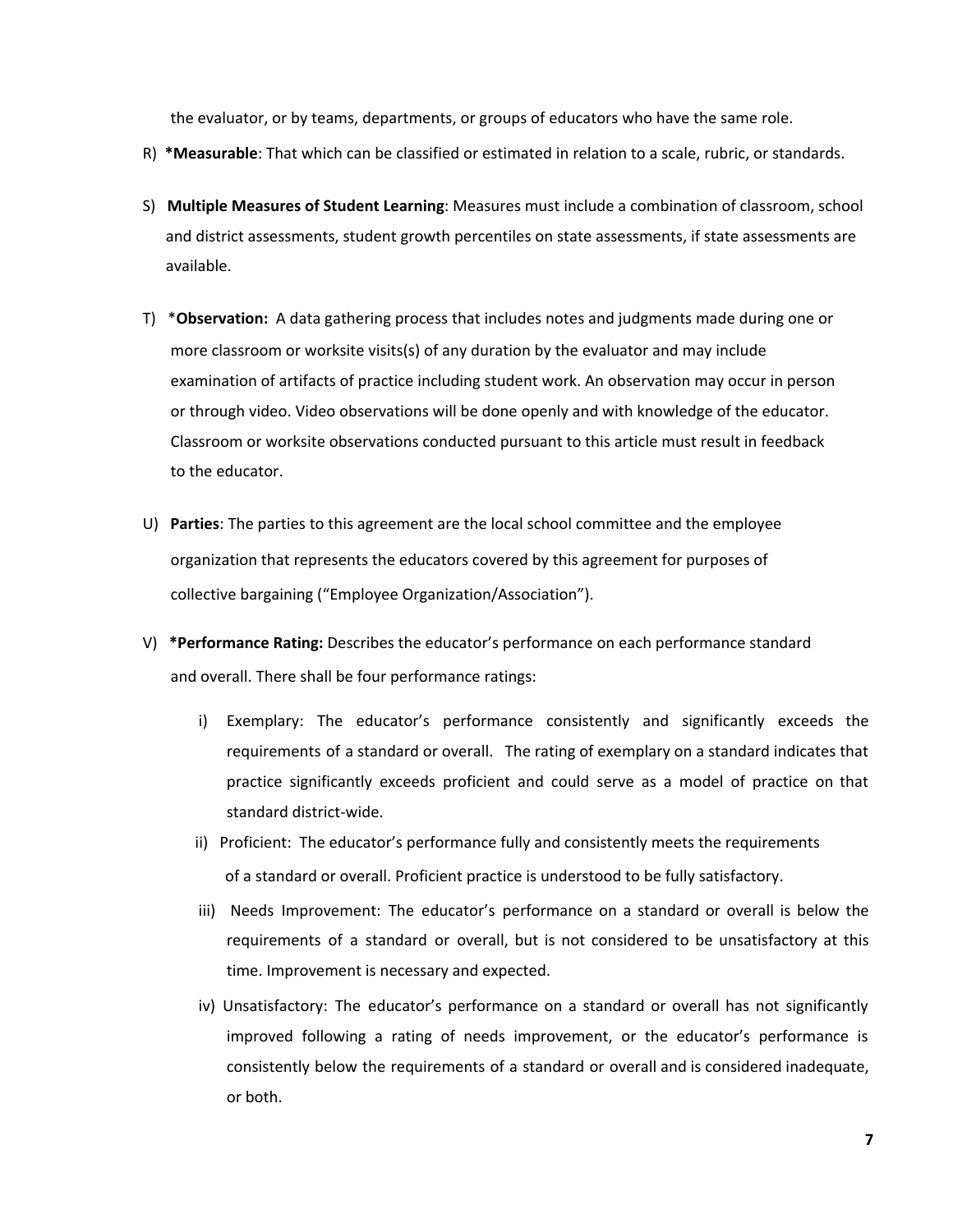the evaluator, or by teams, departments, or groups of educators who have the same role.

R) ***Measurable**: That which can be classified or estimated in relation to a scale, rubric, or standards.

S) **Multiple Measures of Student Learning**: Measures must include a combination of classroom, school and district assessments, student growth percentiles on state assessments, if state assessments are available.

T) ***Observation:** A data gathering process that includes notes and judgments made during one or more classroom or worksite visits(s) of any duration by the evaluator and may include examination of artifacts of practice including student work. An observation may occur in person or through video. Video observations will be done openly and with knowledge of the educator. Classroom or worksite observations conducted pursuant to this article must result in feedback to the educator.

U) **Parties**: The parties to this agreement are the local school committee and the employee organization that represents the educators covered by this agreement for purposes of collective bargaining ("Employee Organization/Association").

V) ***Performance Rating:** Describes the educator's performance on each performance standard and overall. There shall be four performance ratings:

i) Exemplary: The educator's performance consistently and significantly exceeds the requirements of a standard or overall. The rating of exemplary on a standard indicates that practice significantly exceeds proficient and could serve as a model of practice on that standard district-wide.

ii) Proficient: The educator's performance fully and consistently meets the requirements of a standard or overall. Proficient practice is understood to be fully satisfactory.

iii) Needs Improvement: The educator's performance on a standard or overall is below the requirements of a standard or overall, but is not considered to be unsatisfactory at this time. Improvement is necessary and expected.

iv) Unsatisfactory: The educator's performance on a standard or overall has not significantly improved following a rating of needs improvement, or the educator's performance is consistently below the requirements of a standard or overall and is considered inadequate, or both.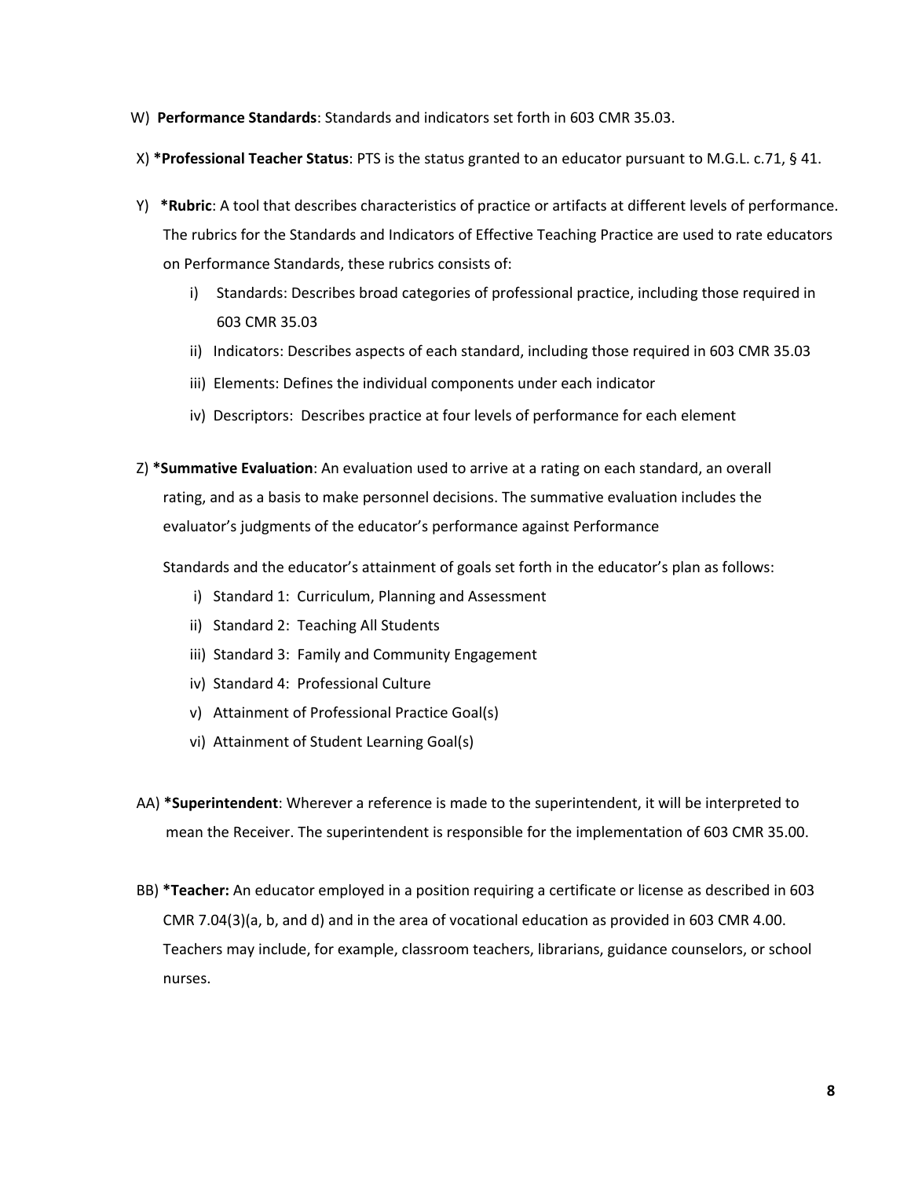W) **Performance Standards**: Standards and indicators set forth in 603 CMR 35.03.

X) ***Professional Teacher Status**: PTS is the status granted to an educator pursuant to M.G.L. c.71, § 41.

Y) ***Rubric**: A tool that describes characteristics of practice or artifacts at different levels of performance. The rubrics for the Standards and Indicators of Effective Teaching Practice are used to rate educators on Performance Standards, these rubrics consists of:

  i) Standards: Describes broad categories of professional practice, including those required in 603 CMR 35.03
  ii) Indicators: Describes aspects of each standard, including those required in 603 CMR 35.03
  iii) Elements: Defines the individual components under each indicator
  iv) Descriptors: Describes practice at four levels of performance for each element

Z) ***Summative Evaluation**: An evaluation used to arrive at a rating on each standard, an overall rating, and as a basis to make personnel decisions. The summative evaluation includes the evaluator's judgments of the educator's performance against Performance

Standards and the educator's attainment of goals set forth in the educator's plan as follows:

  i) Standard 1: Curriculum, Planning and Assessment
  ii) Standard 2: Teaching All Students
  iii) Standard 3: Family and Community Engagement
  iv) Standard 4: Professional Culture
  v) Attainment of Professional Practice Goal(s)
  vi) Attainment of Student Learning Goal(s)

AA) ***Superintendent**: Wherever a reference is made to the superintendent, it will be interpreted to mean the Receiver. The superintendent is responsible for the implementation of 603 CMR 35.00.

BB) ***Teacher:** An educator employed in a position requiring a certificate or license as described in 603 CMR 7.04(3)(a, b, and d) and in the area of vocational education as provided in 603 CMR 4.00. Teachers may include, for example, classroom teachers, librarians, guidance counselors, or school nurses.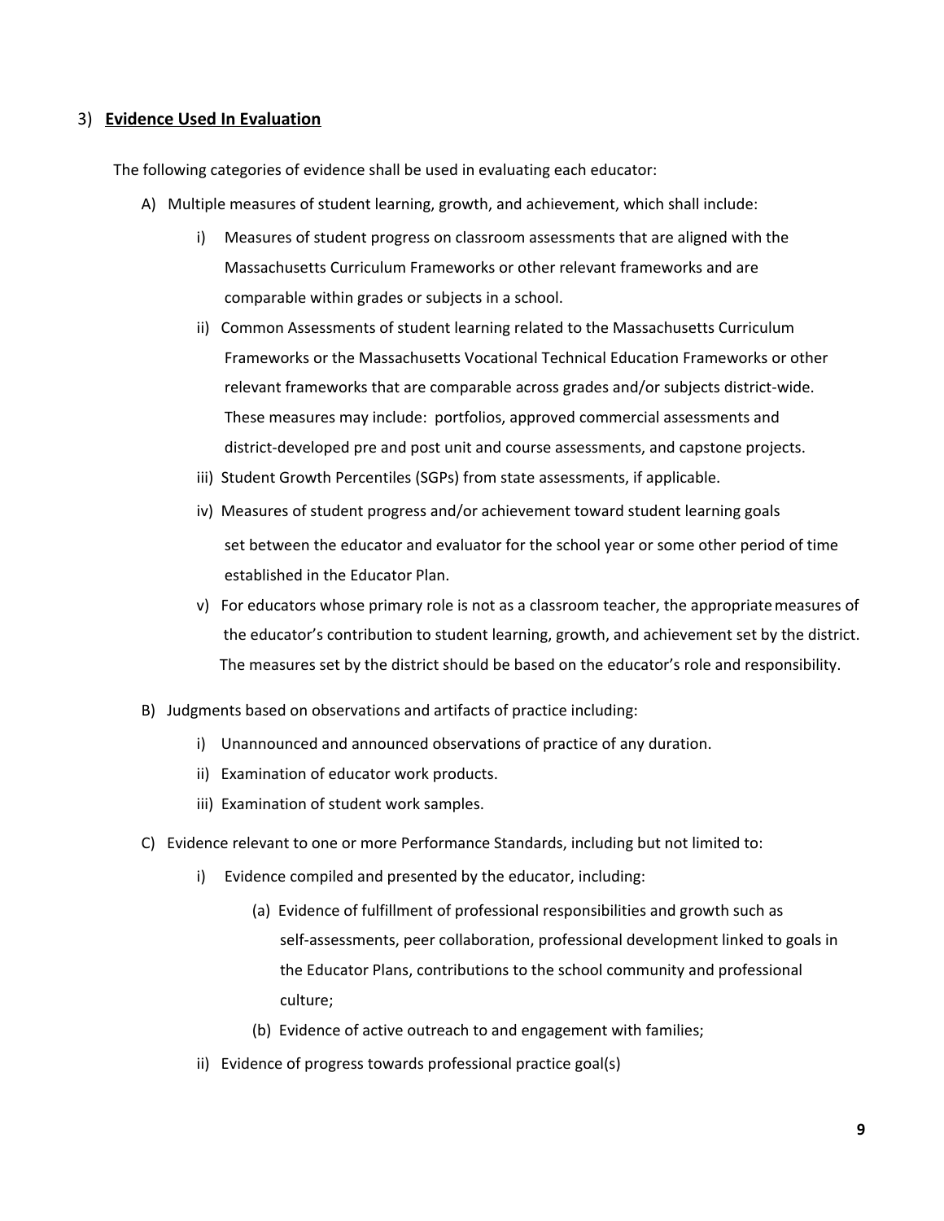### 3) **Evidence Used In Evaluation**

The following categories of evidence shall be used in evaluating each educator:

A) Multiple measures of student learning, growth, and achievement, which shall include:

   i) Measures of student progress on classroom assessments that are aligned with the Massachusetts Curriculum Frameworks or other relevant frameworks and are comparable within grades or subjects in a school.

   ii) Common Assessments of student learning related to the Massachusetts Curriculum Frameworks or the Massachusetts Vocational Technical Education Frameworks or other relevant frameworks that are comparable across grades and/or subjects district-wide. These measures may include: portfolios, approved commercial assessments and district-developed pre and post unit and course assessments, and capstone projects.

   iii) Student Growth Percentiles (SGPs) from state assessments, if applicable.

   iv) Measures of student progress and/or achievement toward student learning goals set between the educator and evaluator for the school year or some other period of time established in the Educator Plan.

   v) For educators whose primary role is not as a classroom teacher, the appropriate measures of the educator's contribution to student learning, growth, and achievement set by the district. The measures set by the district should be based on the educator's role and responsibility.

B) Judgments based on observations and artifacts of practice including:

   i) Unannounced and announced observations of practice of any duration.

   ii) Examination of educator work products.

   iii) Examination of student work samples.

C) Evidence relevant to one or more Performance Standards, including but not limited to:

   i) Evidence compiled and presented by the educator, including:

      (a) Evidence of fulfillment of professional responsibilities and growth such as self-assessments, peer collaboration, professional development linked to goals in the Educator Plans, contributions to the school community and professional culture;

      (b) Evidence of active outreach to and engagement with families;

   ii) Evidence of progress towards professional practice goal(s)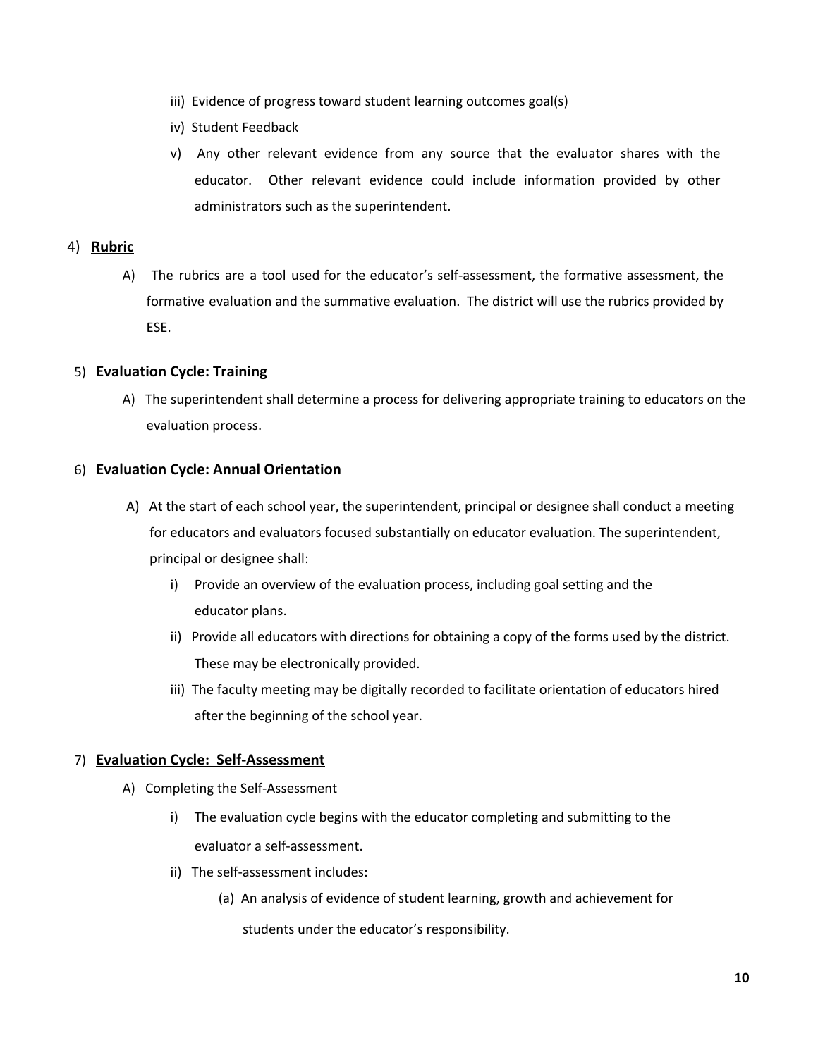iii) Evidence of progress toward student learning outcomes goal(s)

iv) Student Feedback

v) Any other relevant evidence from any source that the evaluator shares with the educator. Other relevant evidence could include information provided by other administrators such as the superintendent.

4) **Rubric**

A) The rubrics are a tool used for the educator's self-assessment, the formative assessment, the formative evaluation and the summative evaluation. The district will use the rubrics provided by ESE.

5) **Evaluation Cycle: Training**

A) The superintendent shall determine a process for delivering appropriate training to educators on the evaluation process.

6) **Evaluation Cycle: Annual Orientation**

A) At the start of each school year, the superintendent, principal or designee shall conduct a meeting for educators and evaluators focused substantially on educator evaluation. The superintendent, principal or designee shall:

i) Provide an overview of the evaluation process, including goal setting and the educator plans.

ii) Provide all educators with directions for obtaining a copy of the forms used by the district. These may be electronically provided.

iii) The faculty meeting may be digitally recorded to facilitate orientation of educators hired after the beginning of the school year.

7) **Evaluation Cycle: Self-Assessment**

A) Completing the Self-Assessment

i) The evaluation cycle begins with the educator completing and submitting to the evaluator a self-assessment.

ii) The self-assessment includes:

(a) An analysis of evidence of student learning, growth and achievement for students under the educator's responsibility.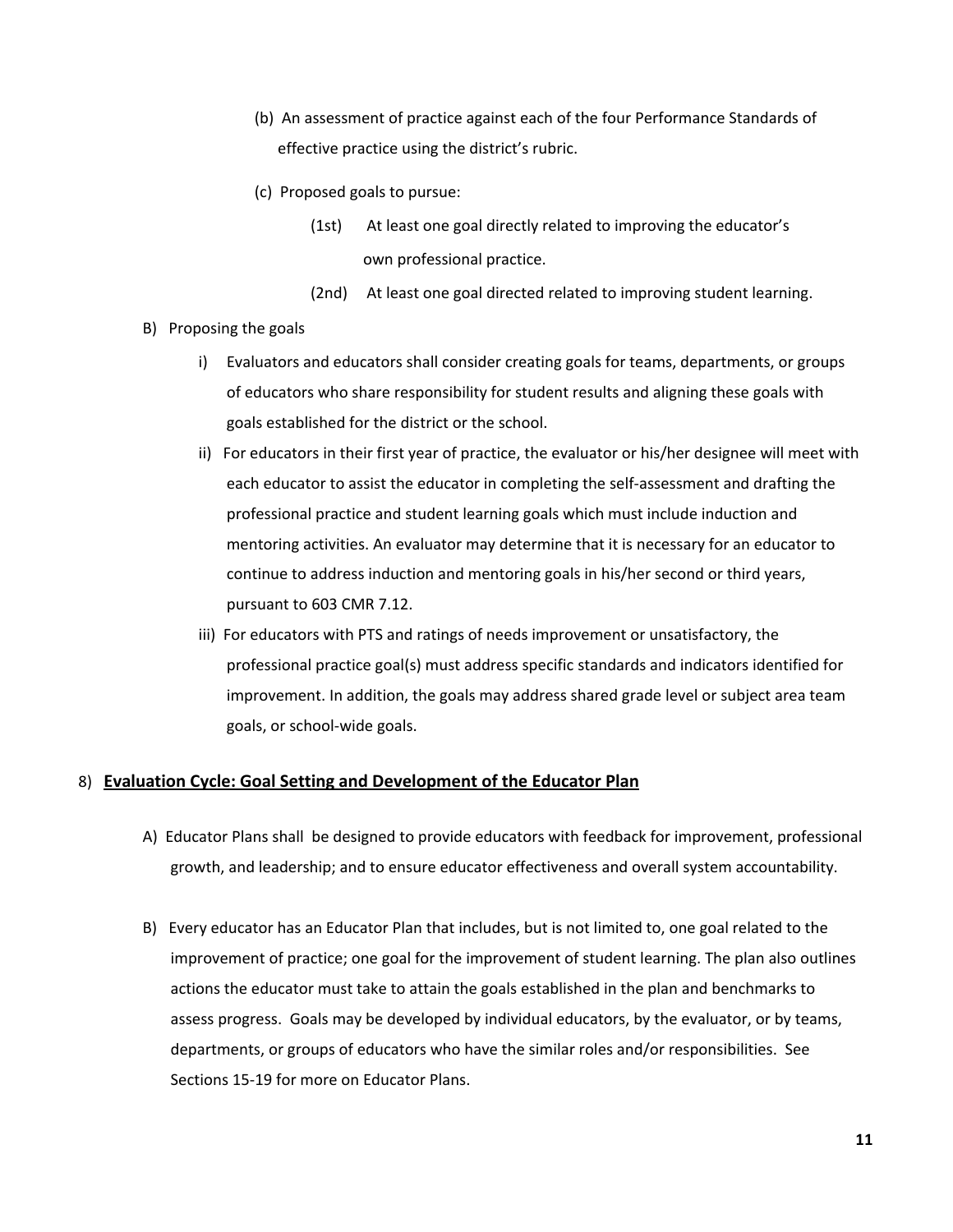(b) An assessment of practice against each of the four Performance Standards of effective practice using the district's rubric.

(c) Proposed goals to pursue:

(1st) At least one goal directly related to improving the educator's own professional practice.

(2nd) At least one goal directed related to improving student learning.

B) Proposing the goals

i) Evaluators and educators shall consider creating goals for teams, departments, or groups of educators who share responsibility for student results and aligning these goals with goals established for the district or the school.

ii) For educators in their first year of practice, the evaluator or his/her designee will meet with each educator to assist the educator in completing the self-assessment and drafting the professional practice and student learning goals which must include induction and mentoring activities. An evaluator may determine that it is necessary for an educator to continue to address induction and mentoring goals in his/her second or third years, pursuant to 603 CMR 7.12.

iii) For educators with PTS and ratings of needs improvement or unsatisfactory, the professional practice goal(s) must address specific standards and indicators identified for improvement. In addition, the goals may address shared grade level or subject area team goals, or school-wide goals.

## 8) Evaluation Cycle: Goal Setting and Development of the Educator Plan

A) Educator Plans shall be designed to provide educators with feedback for improvement, professional growth, and leadership; and to ensure educator effectiveness and overall system accountability.

B) Every educator has an Educator Plan that includes, but is not limited to, one goal related to the improvement of practice; one goal for the improvement of student learning. The plan also outlines actions the educator must take to attain the goals established in the plan and benchmarks to assess progress. Goals may be developed by individual educators, by the evaluator, or by teams, departments, or groups of educators who have the similar roles and/or responsibilities. See Sections 15-19 for more on Educator Plans.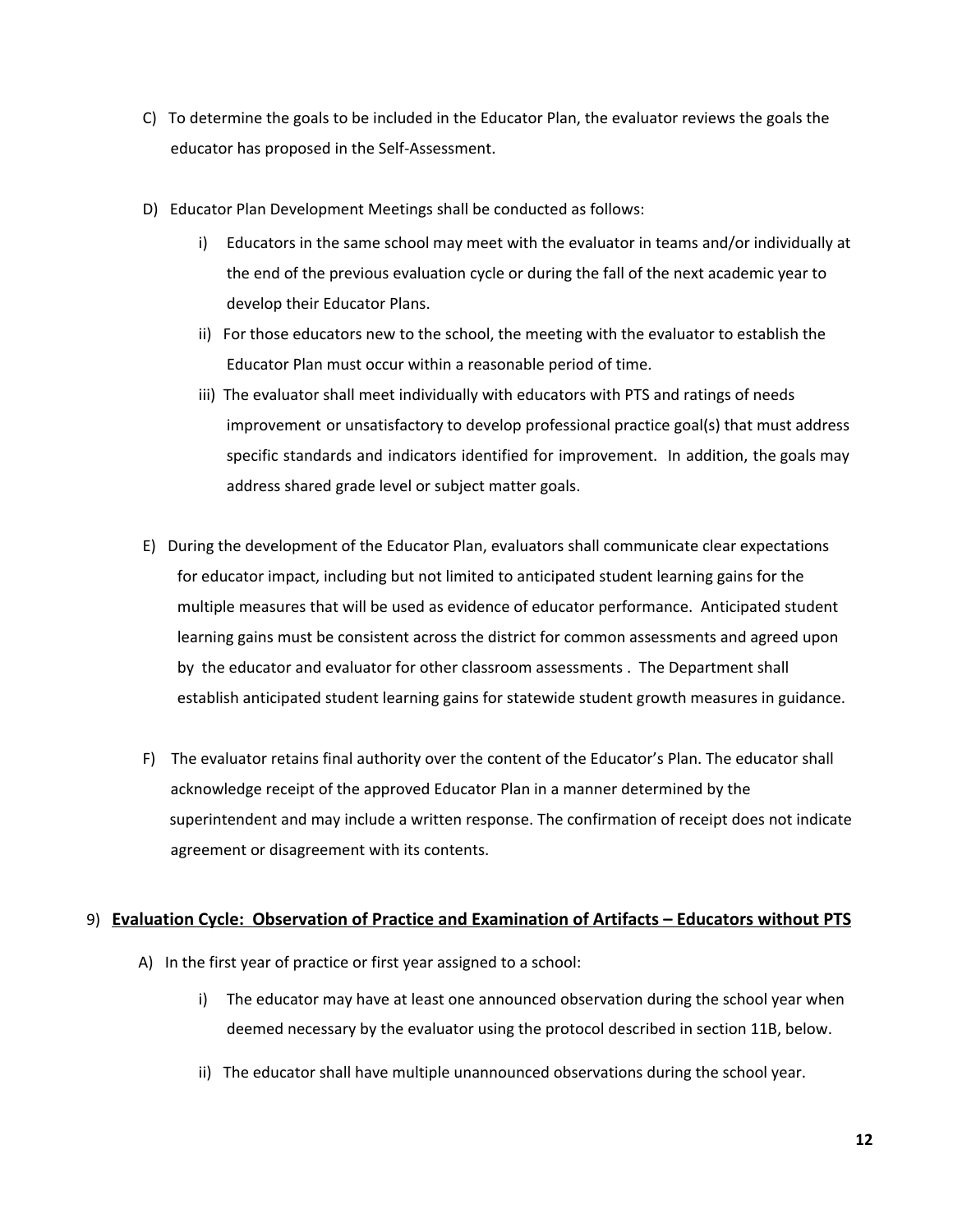C) To determine the goals to be included in the Educator Plan, the evaluator reviews the goals the educator has proposed in the Self-Assessment.

D) Educator Plan Development Meetings shall be conducted as follows:

   i) Educators in the same school may meet with the evaluator in teams and/or individually at the end of the previous evaluation cycle or during the fall of the next academic year to develop their Educator Plans.

   ii) For those educators new to the school, the meeting with the evaluator to establish the Educator Plan must occur within a reasonable period of time.

   iii) The evaluator shall meet individually with educators with PTS and ratings of needs improvement or unsatisfactory to develop professional practice goal(s) that must address specific standards and indicators identified for improvement. In addition, the goals may address shared grade level or subject matter goals.

E) During the development of the Educator Plan, evaluators shall communicate clear expectations for educator impact, including but not limited to anticipated student learning gains for the multiple measures that will be used as evidence of educator performance. Anticipated student learning gains must be consistent across the district for common assessments and agreed upon by the educator and evaluator for other classroom assessments . The Department shall establish anticipated student learning gains for statewide student growth measures in guidance.

F) The evaluator retains final authority over the content of the Educator's Plan. The educator shall acknowledge receipt of the approved Educator Plan in a manner determined by the superintendent and may include a written response. The confirmation of receipt does not indicate agreement or disagreement with its contents.

9) **<u>Evaluation Cycle: Observation of Practice and Examination of Artifacts – Educators without PTS</u>**

A) In the first year of practice or first year assigned to a school:

   i) The educator may have at least one announced observation during the school year when deemed necessary by the evaluator using the protocol described in section 11B, below.

   ii) The educator shall have multiple unannounced observations during the school year.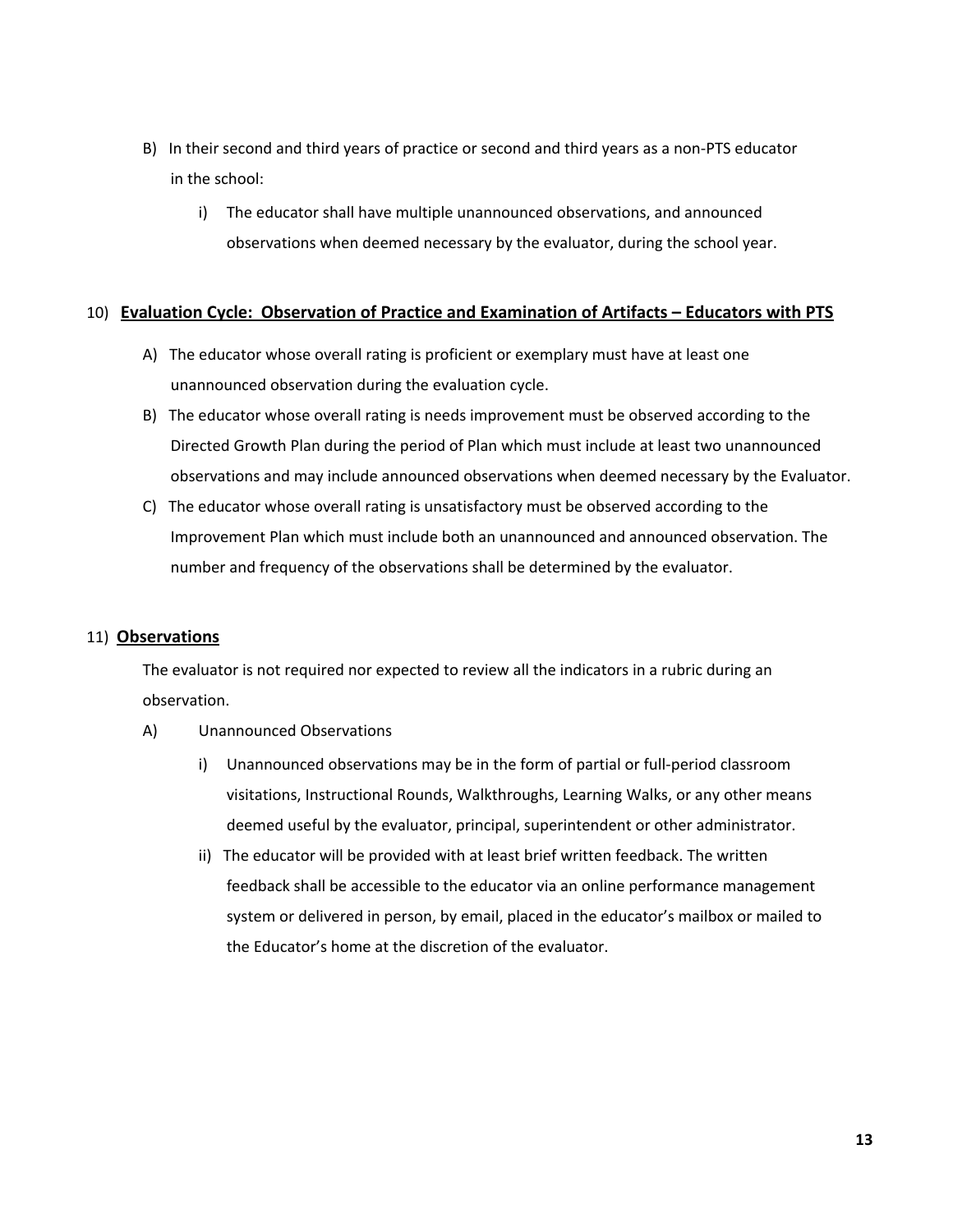B) In their second and third years of practice or second and third years as a non-PTS educator in the school:

   i) The educator shall have multiple unannounced observations, and announced observations when deemed necessary by the evaluator, during the school year.

10) **Evaluation Cycle: Observation of Practice and Examination of Artifacts – Educators with PTS**

A) The educator whose overall rating is proficient or exemplary must have at least one unannounced observation during the evaluation cycle.

B) The educator whose overall rating is needs improvement must be observed according to the Directed Growth Plan during the period of Plan which must include at least two unannounced observations and may include announced observations when deemed necessary by the Evaluator.

C) The educator whose overall rating is unsatisfactory must be observed according to the Improvement Plan which must include both an unannounced and announced observation. The number and frequency of the observations shall be determined by the evaluator.

11) **Observations**

The evaluator is not required nor expected to review all the indicators in a rubric during an observation.

A) Unannounced Observations

   i) Unannounced observations may be in the form of partial or full-period classroom visitations, Instructional Rounds, Walkthroughs, Learning Walks, or any other means deemed useful by the evaluator, principal, superintendent or other administrator.

   ii) The educator will be provided with at least brief written feedback. The written feedback shall be accessible to the educator via an online performance management system or delivered in person, by email, placed in the educator's mailbox or mailed to the Educator's home at the discretion of the evaluator.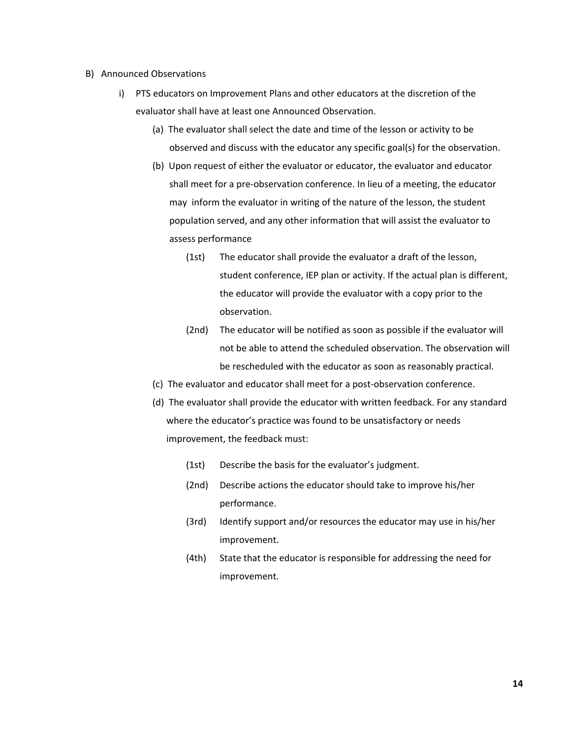B) Announced Observations

i) PTS educators on Improvement Plans and other educators at the discretion of the evaluator shall have at least one Announced Observation.

(a) The evaluator shall select the date and time of the lesson or activity to be observed and discuss with the educator any specific goal(s) for the observation.

(b) Upon request of either the evaluator or educator, the evaluator and educator shall meet for a pre-observation conference. In lieu of a meeting, the educator may inform the evaluator in writing of the nature of the lesson, the student population served, and any other information that will assist the evaluator to assess performance

(1st) The educator shall provide the evaluator a draft of the lesson, student conference, IEP plan or activity. If the actual plan is different, the educator will provide the evaluator with a copy prior to the observation.

(2nd) The educator will be notified as soon as possible if the evaluator will not be able to attend the scheduled observation. The observation will be rescheduled with the educator as soon as reasonably practical.

(c) The evaluator and educator shall meet for a post-observation conference.

(d) The evaluator shall provide the educator with written feedback. For any standard where the educator's practice was found to be unsatisfactory or needs improvement, the feedback must:

(1st) Describe the basis for the evaluator's judgment.

(2nd) Describe actions the educator should take to improve his/her performance.

(3rd) Identify support and/or resources the educator may use in his/her improvement.

(4th) State that the educator is responsible for addressing the need for improvement.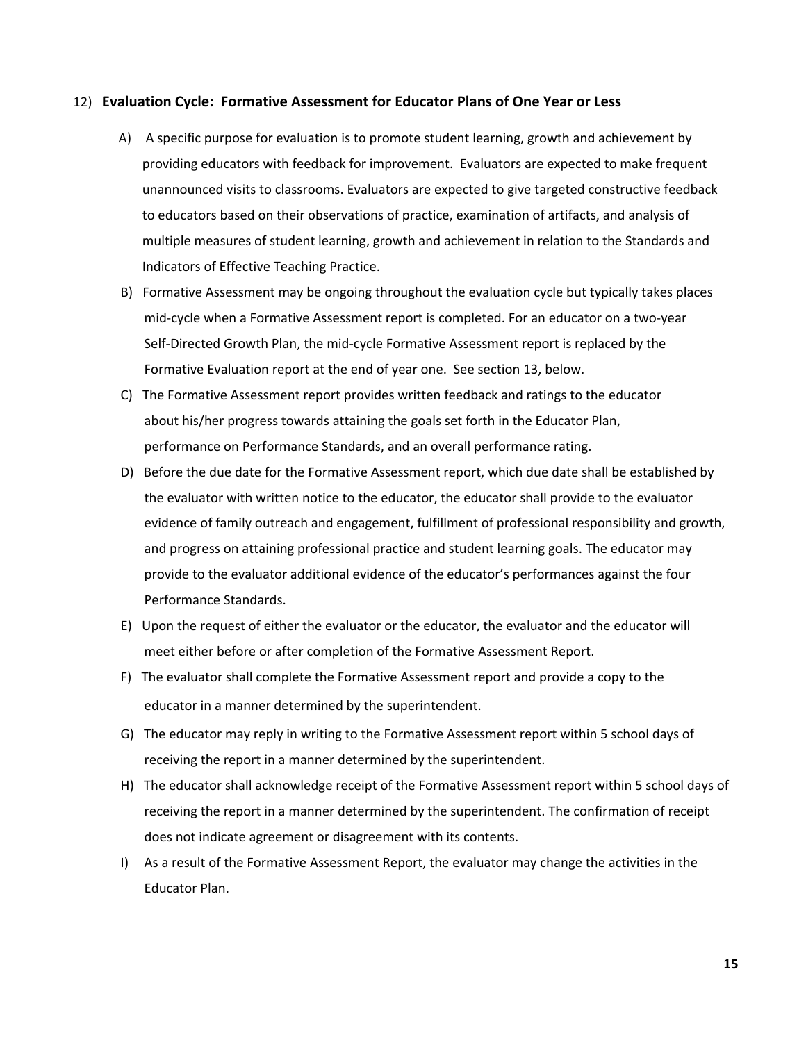12) **Evaluation Cycle: Formative Assessment for Educator Plans of One Year or Less**

A) A specific purpose for evaluation is to promote student learning, growth and achievement by providing educators with feedback for improvement. Evaluators are expected to make frequent unannounced visits to classrooms. Evaluators are expected to give targeted constructive feedback to educators based on their observations of practice, examination of artifacts, and analysis of multiple measures of student learning, growth and achievement in relation to the Standards and Indicators of Effective Teaching Practice.

B) Formative Assessment may be ongoing throughout the evaluation cycle but typically takes places mid-cycle when a Formative Assessment report is completed. For an educator on a two-year Self-Directed Growth Plan, the mid-cycle Formative Assessment report is replaced by the Formative Evaluation report at the end of year one. See section 13, below.

C) The Formative Assessment report provides written feedback and ratings to the educator about his/her progress towards attaining the goals set forth in the Educator Plan, performance on Performance Standards, and an overall performance rating.

D) Before the due date for the Formative Assessment report, which due date shall be established by the evaluator with written notice to the educator, the educator shall provide to the evaluator evidence of family outreach and engagement, fulfillment of professional responsibility and growth, and progress on attaining professional practice and student learning goals. The educator may provide to the evaluator additional evidence of the educator's performances against the four Performance Standards.

E) Upon the request of either the evaluator or the educator, the evaluator and the educator will meet either before or after completion of the Formative Assessment Report.

F) The evaluator shall complete the Formative Assessment report and provide a copy to the educator in a manner determined by the superintendent.

G) The educator may reply in writing to the Formative Assessment report within 5 school days of receiving the report in a manner determined by the superintendent.

H) The educator shall acknowledge receipt of the Formative Assessment report within 5 school days of receiving the report in a manner determined by the superintendent. The confirmation of receipt does not indicate agreement or disagreement with its contents.

I) As a result of the Formative Assessment Report, the evaluator may change the activities in the Educator Plan.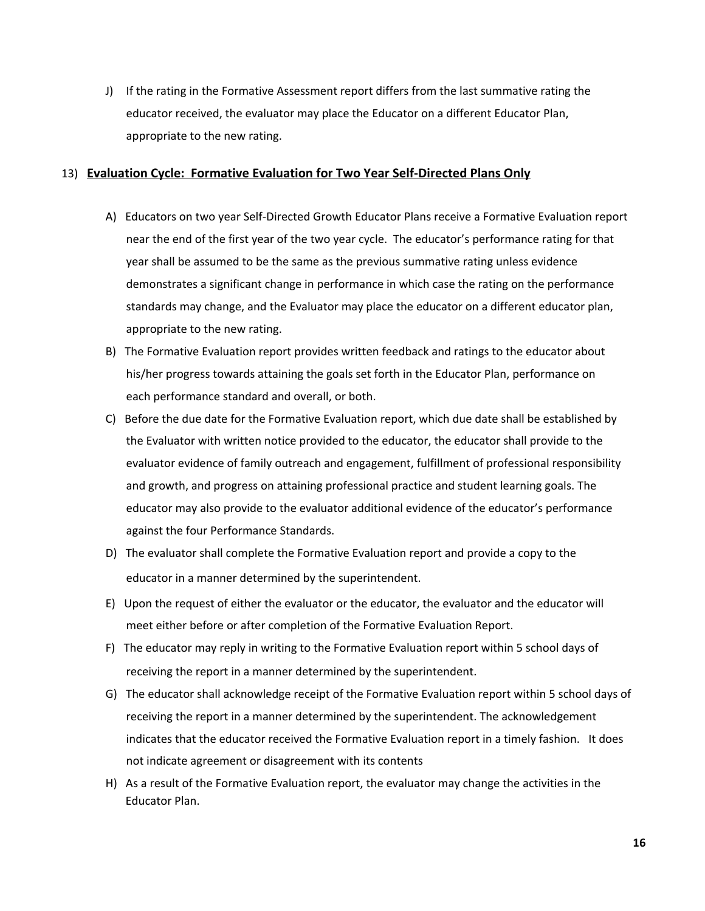J) If the rating in the Formative Assessment report differs from the last summative rating the educator received, the evaluator may place the Educator on a different Educator Plan, appropriate to the new rating.

13) **Evaluation Cycle: Formative Evaluation for Two Year Self-Directed Plans Only**

A) Educators on two year Self-Directed Growth Educator Plans receive a Formative Evaluation report near the end of the first year of the two year cycle. The educator's performance rating for that year shall be assumed to be the same as the previous summative rating unless evidence demonstrates a significant change in performance in which case the rating on the performance standards may change, and the Evaluator may place the educator on a different educator plan, appropriate to the new rating.

B) The Formative Evaluation report provides written feedback and ratings to the educator about his/her progress towards attaining the goals set forth in the Educator Plan, performance on each performance standard and overall, or both.

C) Before the due date for the Formative Evaluation report, which due date shall be established by the Evaluator with written notice provided to the educator, the educator shall provide to the evaluator evidence of family outreach and engagement, fulfillment of professional responsibility and growth, and progress on attaining professional practice and student learning goals. The educator may also provide to the evaluator additional evidence of the educator's performance against the four Performance Standards.

D) The evaluator shall complete the Formative Evaluation report and provide a copy to the educator in a manner determined by the superintendent.

E) Upon the request of either the evaluator or the educator, the evaluator and the educator will meet either before or after completion of the Formative Evaluation Report.

F) The educator may reply in writing to the Formative Evaluation report within 5 school days of receiving the report in a manner determined by the superintendent.

G) The educator shall acknowledge receipt of the Formative Evaluation report within 5 school days of receiving the report in a manner determined by the superintendent. The acknowledgement indicates that the educator received the Formative Evaluation report in a timely fashion. It does not indicate agreement or disagreement with its contents

H) As a result of the Formative Evaluation report, the evaluator may change the activities in the Educator Plan.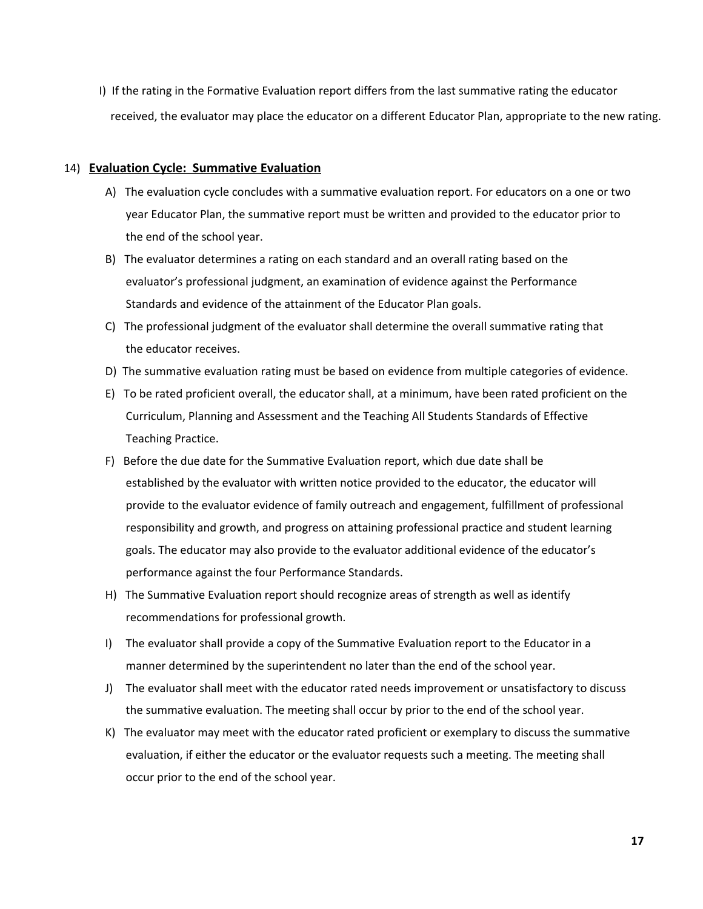I) If the rating in the Formative Evaluation report differs from the last summative rating the educator received, the evaluator may place the educator on a different Educator Plan, appropriate to the new rating.

14) **Evaluation Cycle: Summative Evaluation**

A) The evaluation cycle concludes with a summative evaluation report. For educators on a one or two year Educator Plan, the summative report must be written and provided to the educator prior to the end of the school year.

B) The evaluator determines a rating on each standard and an overall rating based on the evaluator's professional judgment, an examination of evidence against the Performance Standards and evidence of the attainment of the Educator Plan goals.

C) The professional judgment of the evaluator shall determine the overall summative rating that the educator receives.

D) The summative evaluation rating must be based on evidence from multiple categories of evidence.

E) To be rated proficient overall, the educator shall, at a minimum, have been rated proficient on the Curriculum, Planning and Assessment and the Teaching All Students Standards of Effective Teaching Practice.

F) Before the due date for the Summative Evaluation report, which due date shall be established by the evaluator with written notice provided to the educator, the educator will provide to the evaluator evidence of family outreach and engagement, fulfillment of professional responsibility and growth, and progress on attaining professional practice and student learning goals. The educator may also provide to the evaluator additional evidence of the educator's performance against the four Performance Standards.

H) The Summative Evaluation report should recognize areas of strength as well as identify recommendations for professional growth.

I) The evaluator shall provide a copy of the Summative Evaluation report to the Educator in a manner determined by the superintendent no later than the end of the school year.

J) The evaluator shall meet with the educator rated needs improvement or unsatisfactory to discuss the summative evaluation. The meeting shall occur by prior to the end of the school year.

K) The evaluator may meet with the educator rated proficient or exemplary to discuss the summative evaluation, if either the educator or the evaluator requests such a meeting. The meeting shall occur prior to the end of the school year.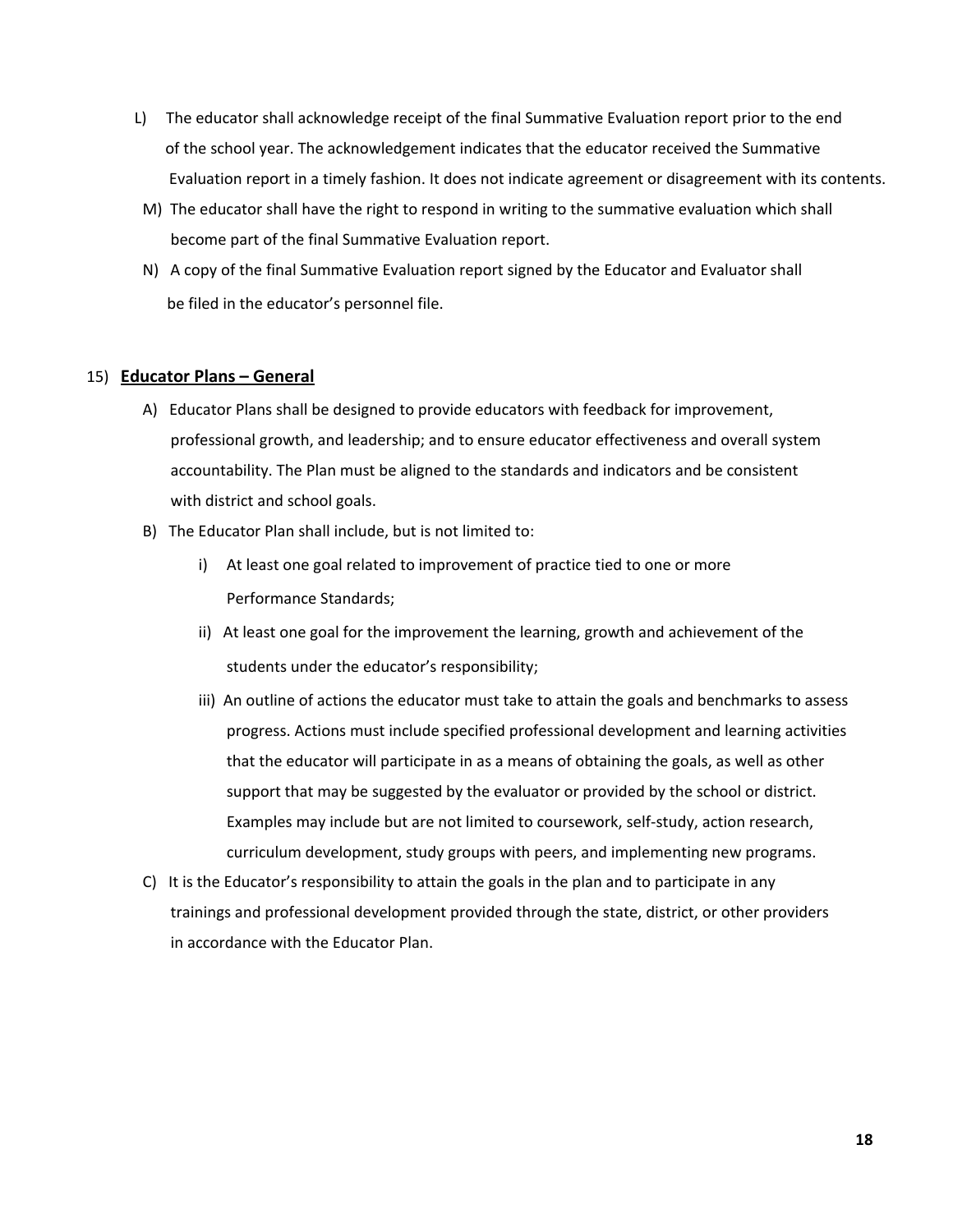L) The educator shall acknowledge receipt of the final Summative Evaluation report prior to the end of the school year. The acknowledgement indicates that the educator received the Summative Evaluation report in a timely fashion. It does not indicate agreement or disagreement with its contents.

M) The educator shall have the right to respond in writing to the summative evaluation which shall become part of the final Summative Evaluation report.

N) A copy of the final Summative Evaluation report signed by the Educator and Evaluator shall be filed in the educator's personnel file.

15) **<u>Educator Plans – General</u>**

A) Educator Plans shall be designed to provide educators with feedback for improvement, professional growth, and leadership; and to ensure educator effectiveness and overall system accountability. The Plan must be aligned to the standards and indicators and be consistent with district and school goals.

B) The Educator Plan shall include, but is not limited to:

i) At least one goal related to improvement of practice tied to one or more Performance Standards;

ii) At least one goal for the improvement the learning, growth and achievement of the students under the educator's responsibility;

iii) An outline of actions the educator must take to attain the goals and benchmarks to assess progress. Actions must include specified professional development and learning activities that the educator will participate in as a means of obtaining the goals, as well as other support that may be suggested by the evaluator or provided by the school or district. Examples may include but are not limited to coursework, self-study, action research, curriculum development, study groups with peers, and implementing new programs.

C) It is the Educator's responsibility to attain the goals in the plan and to participate in any trainings and professional development provided through the state, district, or other providers in accordance with the Educator Plan.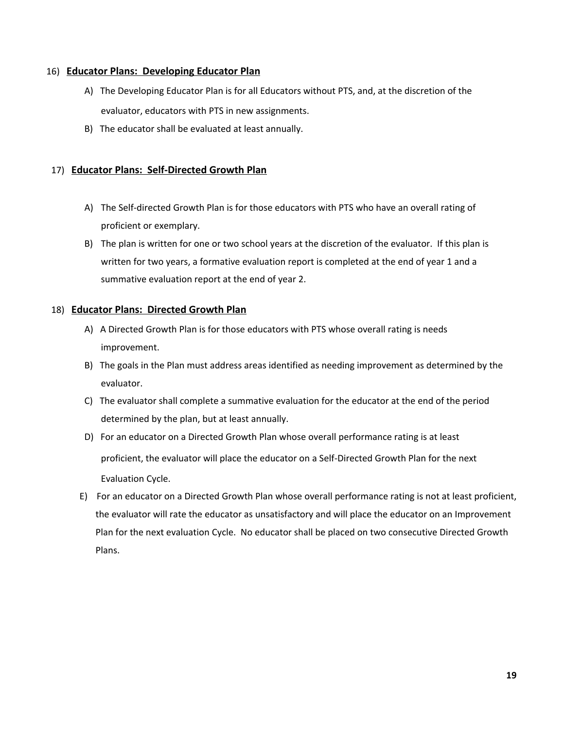16) **<u>Educator Plans: Developing Educator Plan</u>**

A) The Developing Educator Plan is for all Educators without PTS, and, at the discretion of the evaluator, educators with PTS in new assignments.

B) The educator shall be evaluated at least annually.

17) **<u>Educator Plans: Self-Directed Growth Plan</u>**

A) The Self-directed Growth Plan is for those educators with PTS who have an overall rating of proficient or exemplary.

B) The plan is written for one or two school years at the discretion of the evaluator. If this plan is written for two years, a formative evaluation report is completed at the end of year 1 and a summative evaluation report at the end of year 2.

18) **<u>Educator Plans: Directed Growth Plan</u>**

A) A Directed Growth Plan is for those educators with PTS whose overall rating is needs improvement.

B) The goals in the Plan must address areas identified as needing improvement as determined by the evaluator.

C) The evaluator shall complete a summative evaluation for the educator at the end of the period determined by the plan, but at least annually.

D) For an educator on a Directed Growth Plan whose overall performance rating is at least proficient, the evaluator will place the educator on a Self-Directed Growth Plan for the next Evaluation Cycle.

E) For an educator on a Directed Growth Plan whose overall performance rating is not at least proficient, the evaluator will rate the educator as unsatisfactory and will place the educator on an Improvement Plan for the next evaluation Cycle. No educator shall be placed on two consecutive Directed Growth Plans.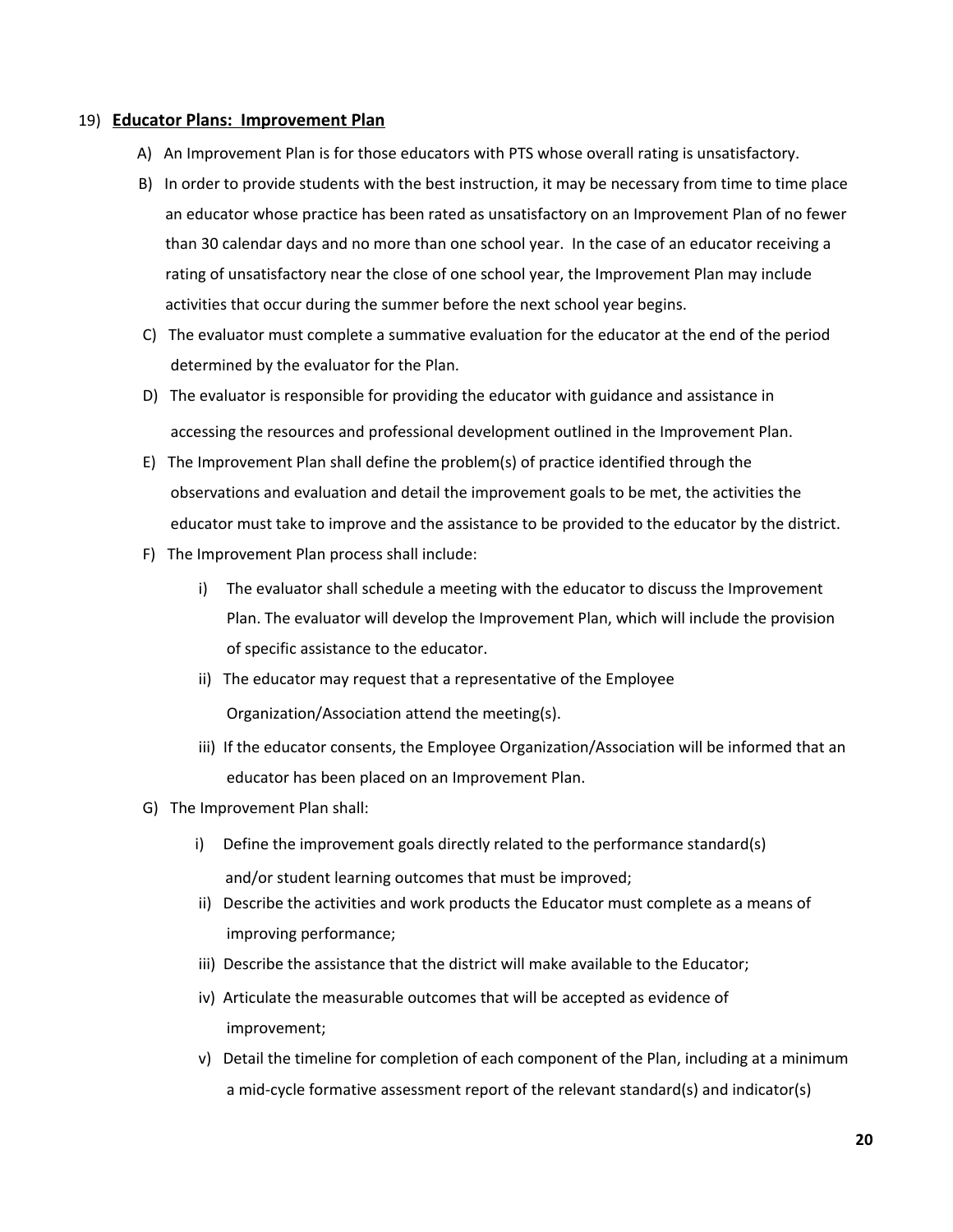19) **Educator Plans: Improvement Plan**

A) An Improvement Plan is for those educators with PTS whose overall rating is unsatisfactory.

B) In order to provide students with the best instruction, it may be necessary from time to time place an educator whose practice has been rated as unsatisfactory on an Improvement Plan of no fewer than 30 calendar days and no more than one school year. In the case of an educator receiving a rating of unsatisfactory near the close of one school year, the Improvement Plan may include activities that occur during the summer before the next school year begins.

C) The evaluator must complete a summative evaluation for the educator at the end of the period determined by the evaluator for the Plan.

D) The evaluator is responsible for providing the educator with guidance and assistance in accessing the resources and professional development outlined in the Improvement Plan.

E) The Improvement Plan shall define the problem(s) of practice identified through the observations and evaluation and detail the improvement goals to be met, the activities the educator must take to improve and the assistance to be provided to the educator by the district.

F) The Improvement Plan process shall include:

i) The evaluator shall schedule a meeting with the educator to discuss the Improvement Plan. The evaluator will develop the Improvement Plan, which will include the provision of specific assistance to the educator.

ii) The educator may request that a representative of the Employee Organization/Association attend the meeting(s).

iii) If the educator consents, the Employee Organization/Association will be informed that an educator has been placed on an Improvement Plan.

G) The Improvement Plan shall:

i) Define the improvement goals directly related to the performance standard(s) and/or student learning outcomes that must be improved;

ii) Describe the activities and work products the Educator must complete as a means of improving performance;

iii) Describe the assistance that the district will make available to the Educator;

iv) Articulate the measurable outcomes that will be accepted as evidence of improvement;

v) Detail the timeline for completion of each component of the Plan, including at a minimum a mid-cycle formative assessment report of the relevant standard(s) and indicator(s)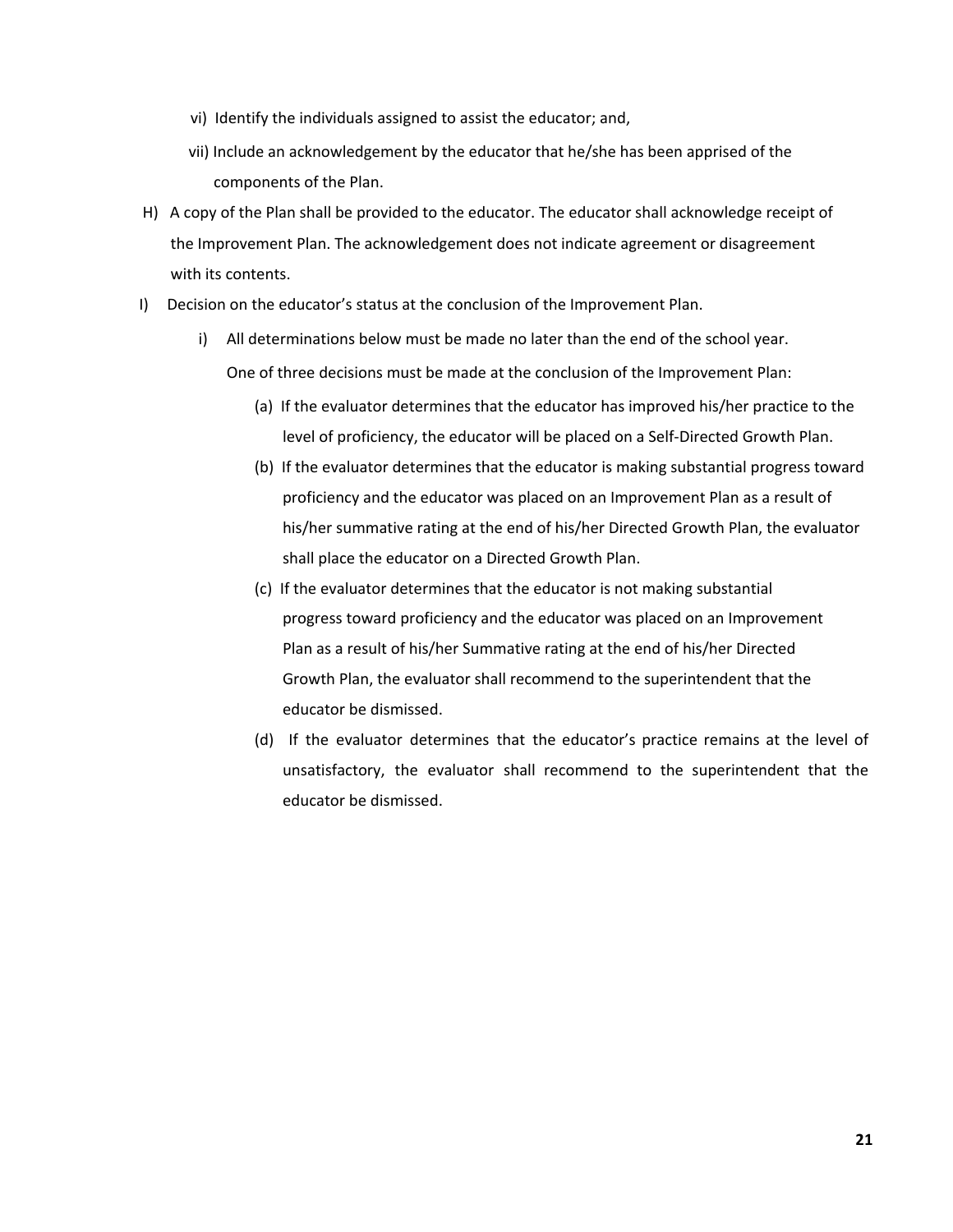vi) Identify the individuals assigned to assist the educator; and,

vii) Include an acknowledgement by the educator that he/she has been apprised of the components of the Plan.

H) A copy of the Plan shall be provided to the educator. The educator shall acknowledge receipt of the Improvement Plan. The acknowledgement does not indicate agreement or disagreement with its contents.

I) Decision on the educator's status at the conclusion of the Improvement Plan.

i) All determinations below must be made no later than the end of the school year.

One of three decisions must be made at the conclusion of the Improvement Plan:

(a) If the evaluator determines that the educator has improved his/her practice to the level of proficiency, the educator will be placed on a Self-Directed Growth Plan.

(b) If the evaluator determines that the educator is making substantial progress toward proficiency and the educator was placed on an Improvement Plan as a result of his/her summative rating at the end of his/her Directed Growth Plan, the evaluator shall place the educator on a Directed Growth Plan.

(c) If the evaluator determines that the educator is not making substantial progress toward proficiency and the educator was placed on an Improvement Plan as a result of his/her Summative rating at the end of his/her Directed Growth Plan, the evaluator shall recommend to the superintendent that the educator be dismissed.

(d) If the evaluator determines that the educator's practice remains at the level of unsatisfactory, the evaluator shall recommend to the superintendent that the educator be dismissed.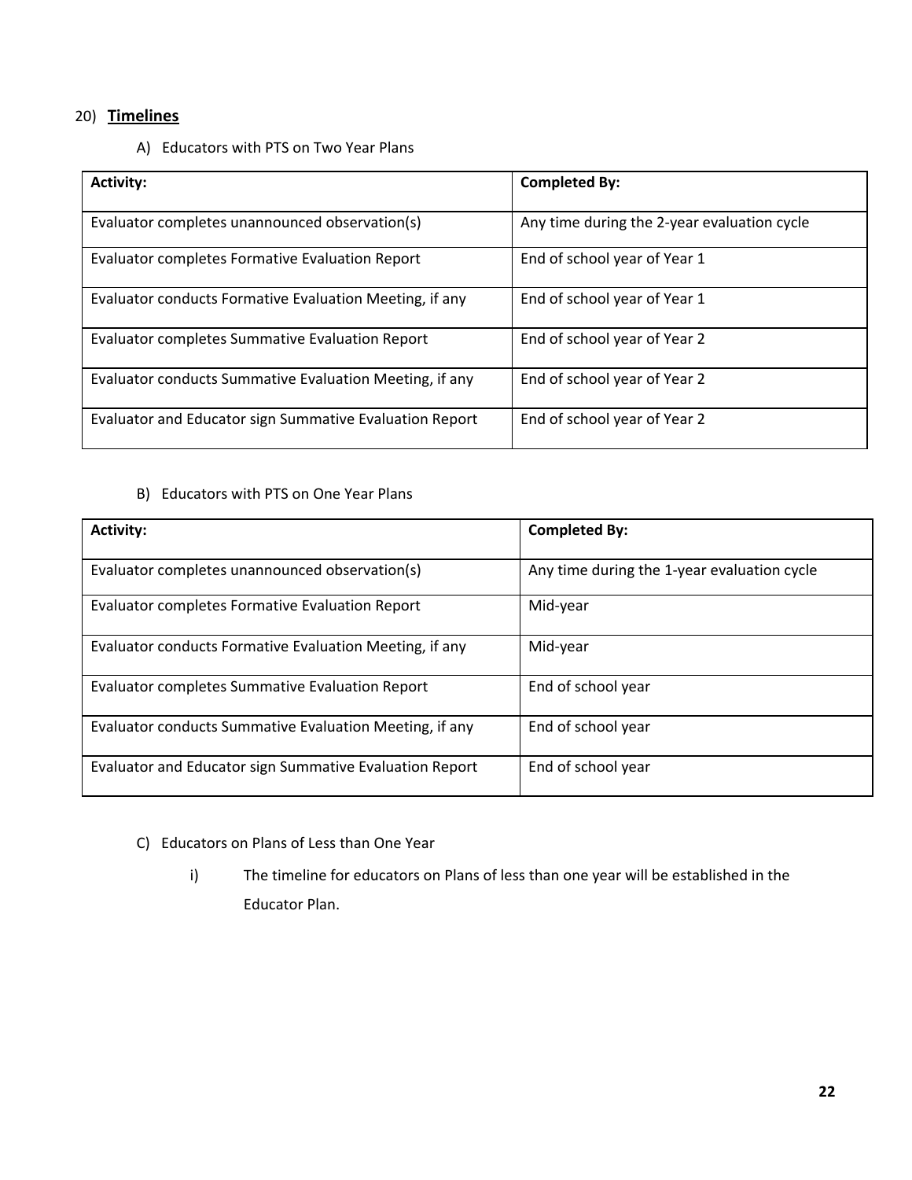20) **<u>Timelines</u>**

A) Educators with PTS on Two Year Plans

| Activity: | Completed By: |
|---|---|
| Evaluator completes unannounced observation(s) | Any time during the 2-year evaluation cycle |
| Evaluator completes Formative Evaluation Report | End of school year of Year 1 |
| Evaluator conducts Formative Evaluation Meeting, if any | End of school year of Year 1 |
| Evaluator completes Summative Evaluation Report | End of school year of Year 2 |
| Evaluator conducts Summative Evaluation Meeting, if any | End of school year of Year 2 |
| Evaluator and Educator sign Summative Evaluation Report | End of school year of Year 2 |

B) Educators with PTS on One Year Plans

| Activity: | Completed By: |
|---|---|
| Evaluator completes unannounced observation(s) | Any time during the 1-year evaluation cycle |
| Evaluator completes Formative Evaluation Report | Mid-year |
| Evaluator conducts Formative Evaluation Meeting, if any | Mid-year |
| Evaluator completes Summative Evaluation Report | End of school year |
| Evaluator conducts Summative Evaluation Meeting, if any | End of school year |
| Evaluator and Educator sign Summative Evaluation Report | End of school year |

C) Educators on Plans of Less than One Year

i) The timeline for educators on Plans of less than one year will be established in the Educator Plan.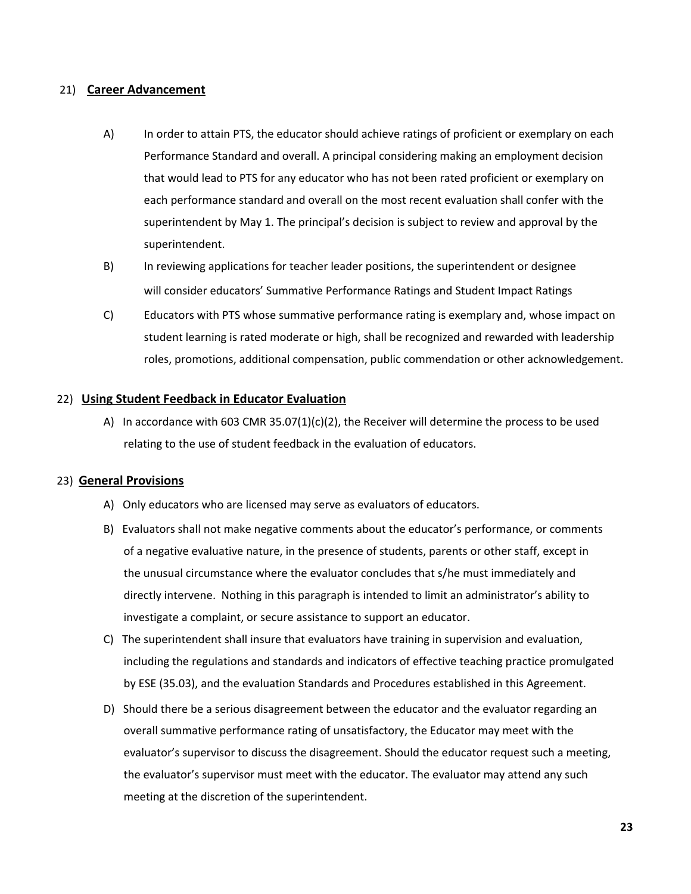21) **Career Advancement**

A) In order to attain PTS, the educator should achieve ratings of proficient or exemplary on each Performance Standard and overall. A principal considering making an employment decision that would lead to PTS for any educator who has not been rated proficient or exemplary on each performance standard and overall on the most recent evaluation shall confer with the superintendent by May 1. The principal's decision is subject to review and approval by the superintendent.

B) In reviewing applications for teacher leader positions, the superintendent or designee will consider educators' Summative Performance Ratings and Student Impact Ratings

C) Educators with PTS whose summative performance rating is exemplary and, whose impact on student learning is rated moderate or high, shall be recognized and rewarded with leadership roles, promotions, additional compensation, public commendation or other acknowledgement.

22) **Using Student Feedback in Educator Evaluation**

A) In accordance with 603 CMR 35.07(1)(c)(2), the Receiver will determine the process to be used relating to the use of student feedback in the evaluation of educators.

23) **General Provisions**

A) Only educators who are licensed may serve as evaluators of educators.

B) Evaluators shall not make negative comments about the educator's performance, or comments of a negative evaluative nature, in the presence of students, parents or other staff, except in the unusual circumstance where the evaluator concludes that s/he must immediately and directly intervene. Nothing in this paragraph is intended to limit an administrator's ability to investigate a complaint, or secure assistance to support an educator.

C) The superintendent shall insure that evaluators have training in supervision and evaluation, including the regulations and standards and indicators of effective teaching practice promulgated by ESE (35.03), and the evaluation Standards and Procedures established in this Agreement.

D) Should there be a serious disagreement between the educator and the evaluator regarding an overall summative performance rating of unsatisfactory, the Educator may meet with the evaluator's supervisor to discuss the disagreement. Should the educator request such a meeting, the evaluator's supervisor must meet with the educator. The evaluator may attend any such meeting at the discretion of the superintendent.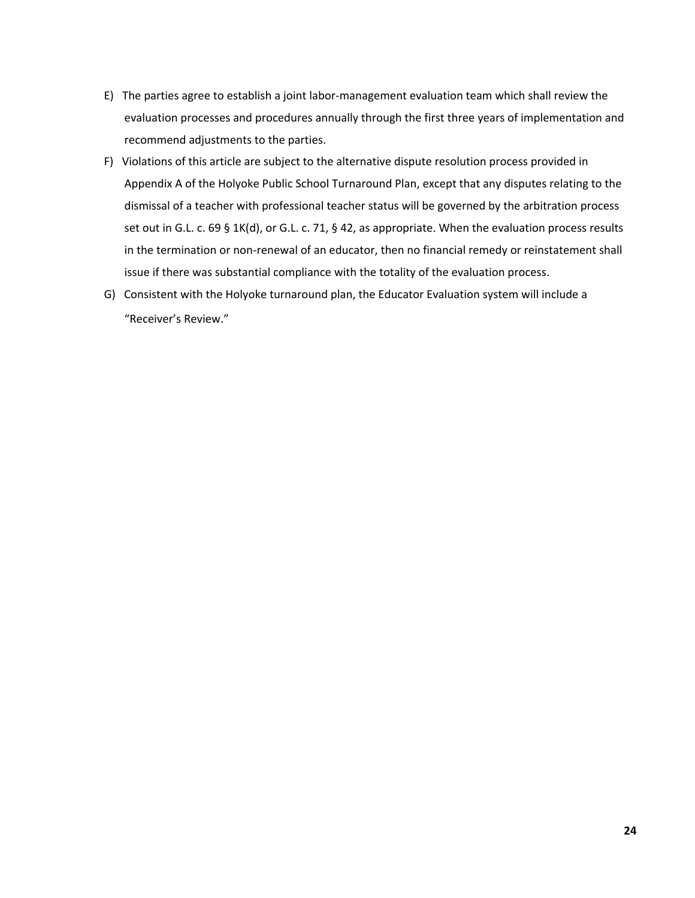E) The parties agree to establish a joint labor-management evaluation team which shall review the evaluation processes and procedures annually through the first three years of implementation and recommend adjustments to the parties.

F) Violations of this article are subject to the alternative dispute resolution process provided in Appendix A of the Holyoke Public School Turnaround Plan, except that any disputes relating to the dismissal of a teacher with professional teacher status will be governed by the arbitration process set out in G.L. c. 69 § 1K(d), or G.L. c. 71, § 42, as appropriate. When the evaluation process results in the termination or non-renewal of an educator, then no financial remedy or reinstatement shall issue if there was substantial compliance with the totality of the evaluation process.

G) Consistent with the Holyoke turnaround plan, the Educator Evaluation system will include a "Receiver's Review."